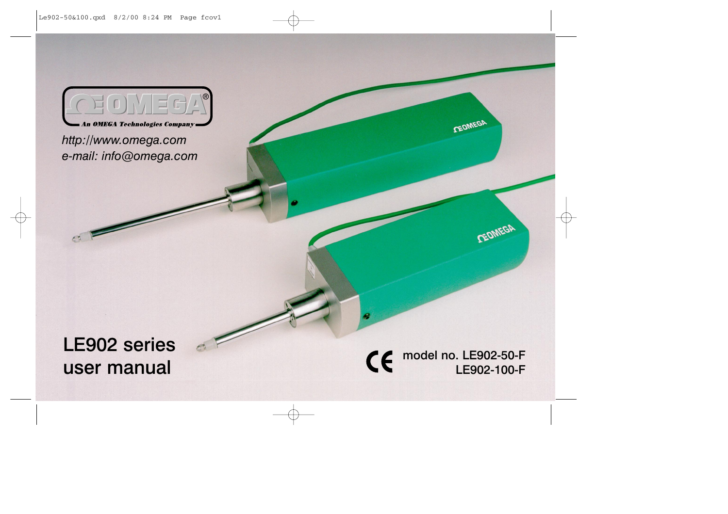OMEGA®

An OMEGA Technologies Company

*http://www.omega.com*
*e-mail: info@omega.com*

# LE902 series user manual

CE model no. LE902-50-F
LE902-100-F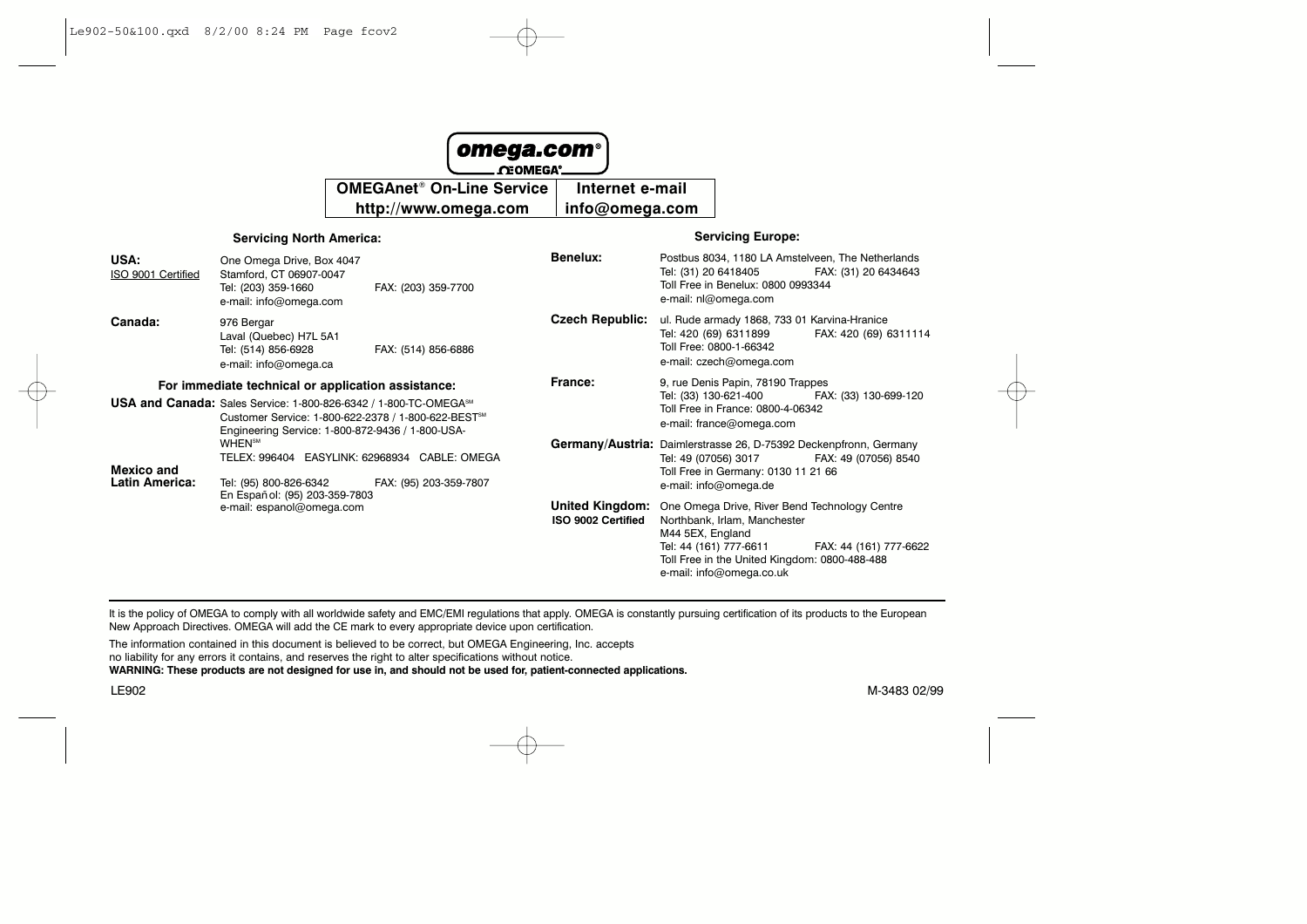**omega.com®**

**OMEGA®**

| OMEGAnet® On-Line Service | Internet e-mail |
|---|---|
| http://www.omega.com | info@omega.com |

### Servicing North America:

**USA:**
ISO 9001 Certified
One Omega Drive, Box 4047
Stamford, CT 06907-0047
Tel: (203) 359-1660 FAX: (203) 359-7700
e-mail: info@omega.com

**Canada:**
976 Bergar
Laval (Quebec) H7L 5A1
Tel: (514) 856-6928 FAX: (514) 856-6886
e-mail: info@omega.ca

**For immediate technical or application assistance:**

**USA and Canada:** Sales Service: 1-800-826-6342 / 1-800-TC-OMEGA℠
Customer Service: 1-800-622-2378 / 1-800-622-BEST℠
Engineering Service: 1-800-872-9436 / 1-800-USA-WHEN℠
TELEX: 996404 EASYLINK: 62968934 CABLE: OMEGA

**Mexico and Latin America:**
Tel: (95) 800-826-6342 FAX: (95) 203-359-7807
En Español: (95) 203-359-7803
e-mail: espanol@omega.com

### Servicing Europe:

**Benelux:**
Postbus 8034, 1180 LA Amstelveen, The Netherlands
Tel: (31) 20 6418405 FAX: (31) 20 6434643
Toll Free in Benelux: 0800 0993344
e-mail: nl@omega.com

**Czech Republic:**
ul. Rude armady 1868, 733 01 Karvina-Hranice
Tel: 420 (69) 6311899 FAX: 420 (69) 6311114
Toll Free: 0800-1-66342
e-mail: czech@omega.com

**France:**
9, rue Denis Papin, 78190 Trappes
Tel: (33) 130-621-400 FAX: (33) 130-699-120
Toll Free in France: 0800-4-06342
e-mail: france@omega.com

**Germany/Austria:**
Daimlerstrasse 26, D-75392 Deckenpfronn, Germany
Tel: 49 (07056) 3017 FAX: 49 (07056) 8540
Toll Free in Germany: 0130 11 21 66
e-mail: info@omega.de

**United Kingdom:**
**ISO 9002 Certified**
One Omega Drive, River Bend Technology Centre
Northbank, Irlam, Manchester
M44 5EX, England
Tel: 44 (161) 777-6611 FAX: 44 (161) 777-6622
Toll Free in the United Kingdom: 0800-488-488
e-mail: info@omega.co.uk

---

It is the policy of OMEGA to comply with all worldwide safety and EMC/EMI regulations that apply. OMEGA is constantly pursuing certification of its products to the European New Approach Directives. OMEGA will add the CE mark to every appropriate device upon certification.

The information contained in this document is believed to be correct, but OMEGA Engineering, Inc. accepts no liability for any errors it contains, and reserves the right to alter specifications without notice.
**WARNING: These products are not designed for use in, and should not be used for, patient-connected applications.**

LE902 M-3483 02/99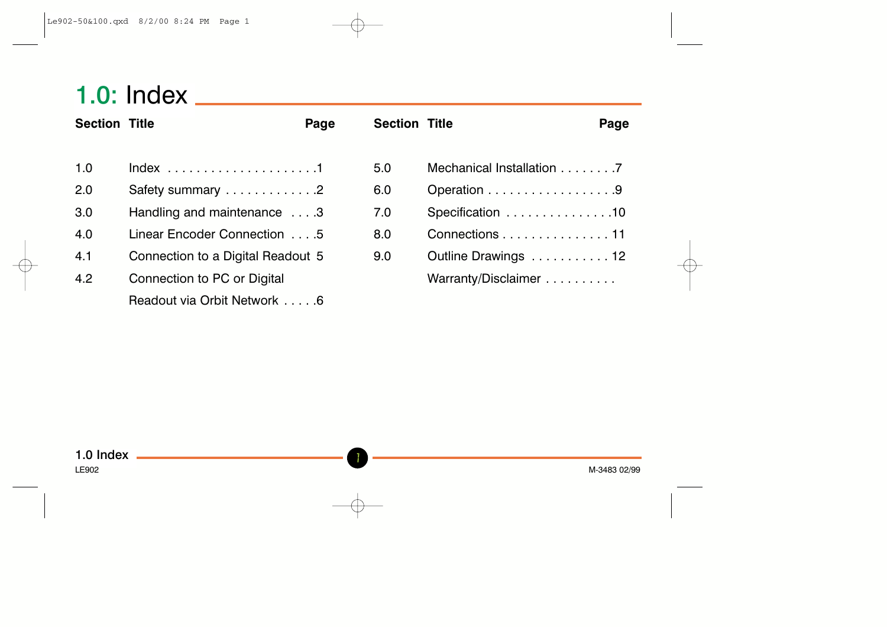# 1.0: Index

| Section | Title | Page |
|---|---|---|
| 1.0 | Index | 1 |
| 2.0 | Safety summary | 2 |
| 3.0 | Handling and maintenance | 3 |
| 4.0 | Linear Encoder Connection | 5 |
| 4.1 | Connection to a Digital Readout | 5 |
| 4.2 | Connection to PC or Digital Readout via Orbit Network | 6 |
| 5.0 | Mechanical Installation | 7 |
| 6.0 | Operation | 9 |
| 7.0 | Specification | 10 |
| 8.0 | Connections | 11 |
| 9.0 | Outline Drawings | 12 |
| | Warranty/Disclaimer | |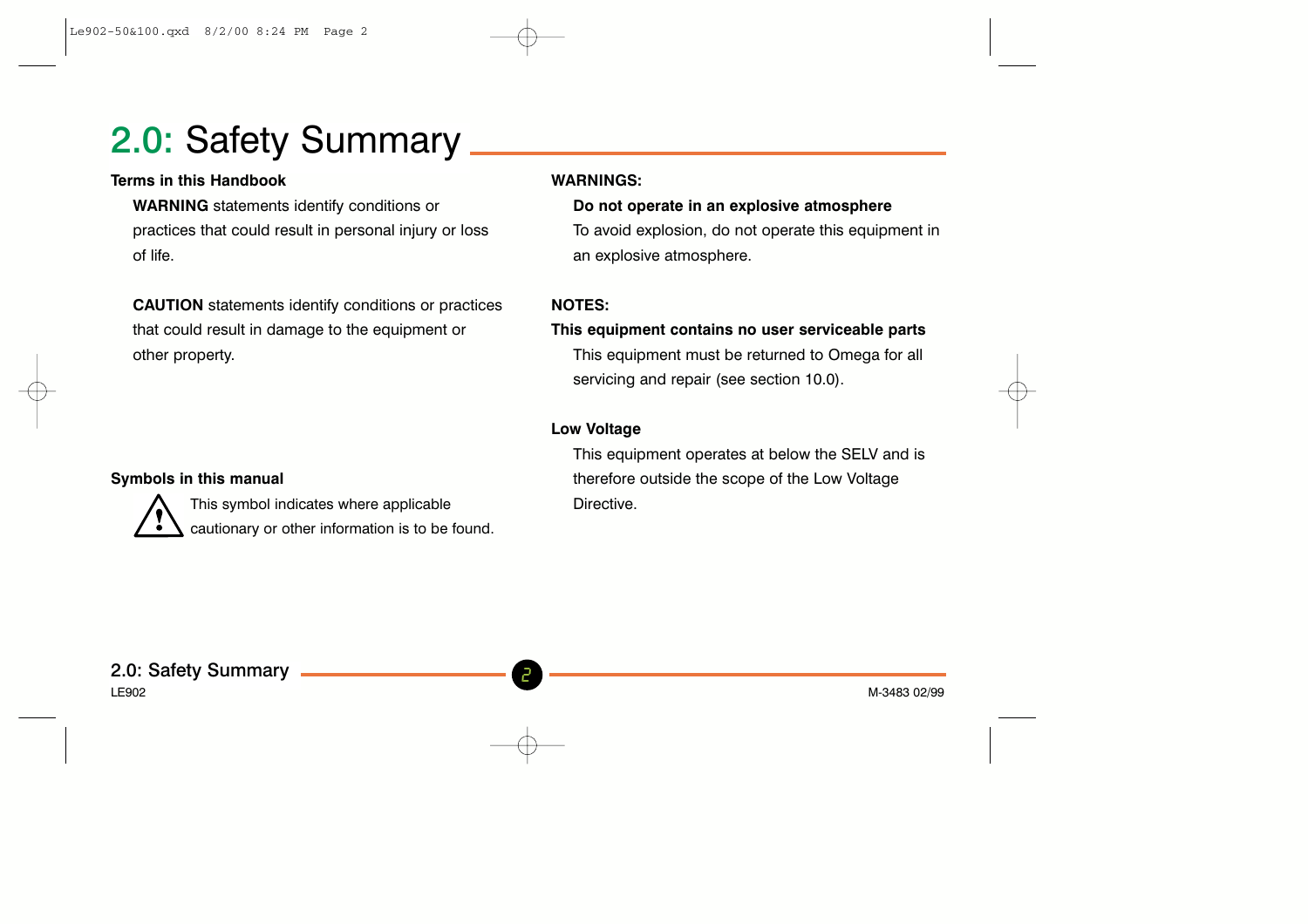# 2.0: Safety Summary

**Terms in this Handbook**

**WARNING** statements identify conditions or practices that could result in personal injury or loss of life.

**CAUTION** statements identify conditions or practices that could result in damage to the equipment or other property.

**Symbols in this manual**

⚠ This symbol indicates where applicable cautionary or other information is to be found.

**WARNINGS:**

**Do not operate in an explosive atmosphere**

To avoid explosion, do not operate this equipment in an explosive atmosphere.

**NOTES:**

**This equipment contains no user serviceable parts**

This equipment must be returned to Omega for all servicing and repair (see section 10.0).

**Low Voltage**

This equipment operates at below the SELV and is therefore outside the scope of the Low Voltage Directive.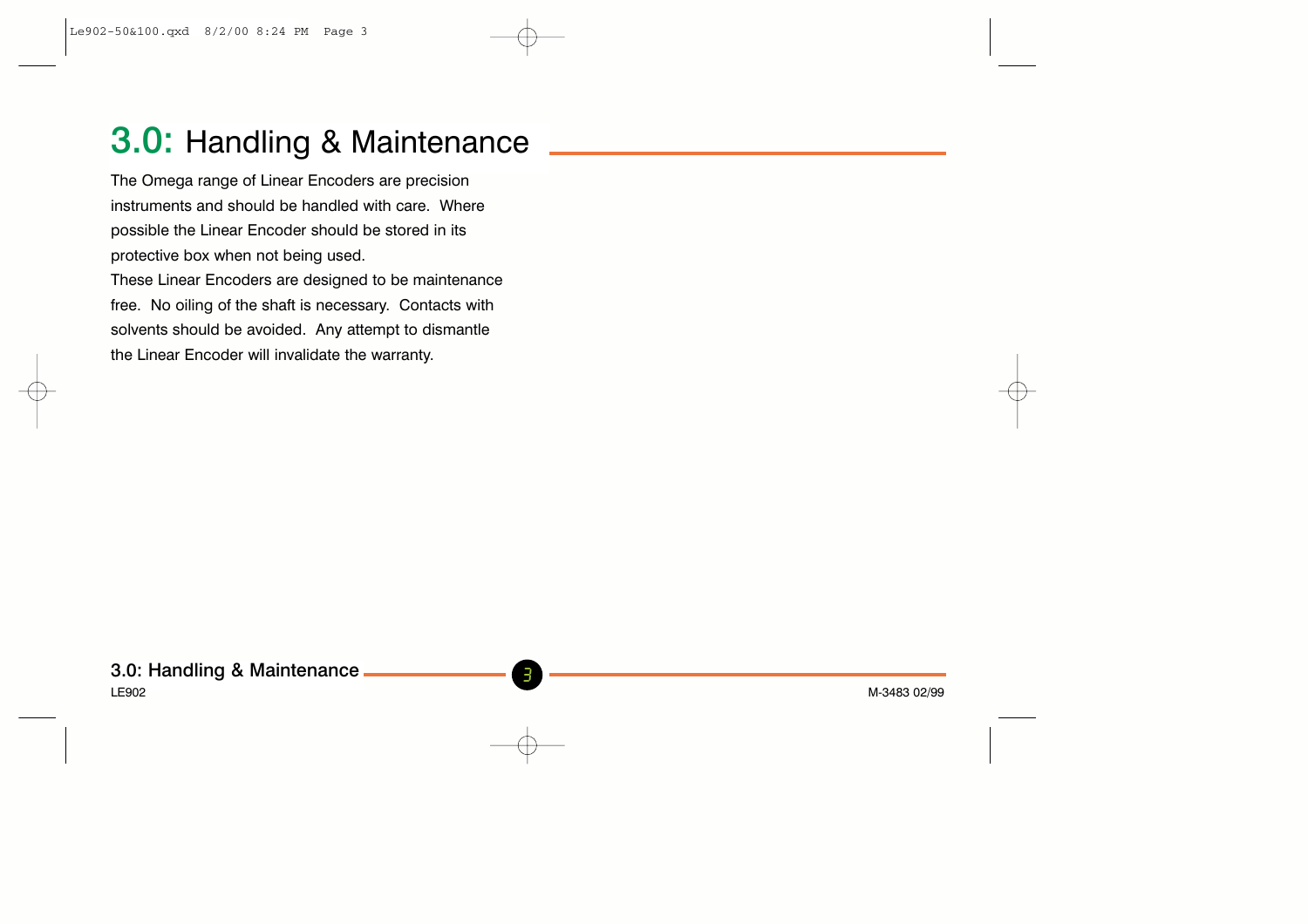# 3.0: Handling & Maintenance

The Omega range of Linear Encoders are precision instruments and should be handled with care. Where possible the Linear Encoder should be stored in its protective box when not being used.

These Linear Encoders are designed to be maintenance free. No oiling of the shaft is necessary. Contacts with solvents should be avoided. Any attempt to dismantle the Linear Encoder will invalidate the warranty.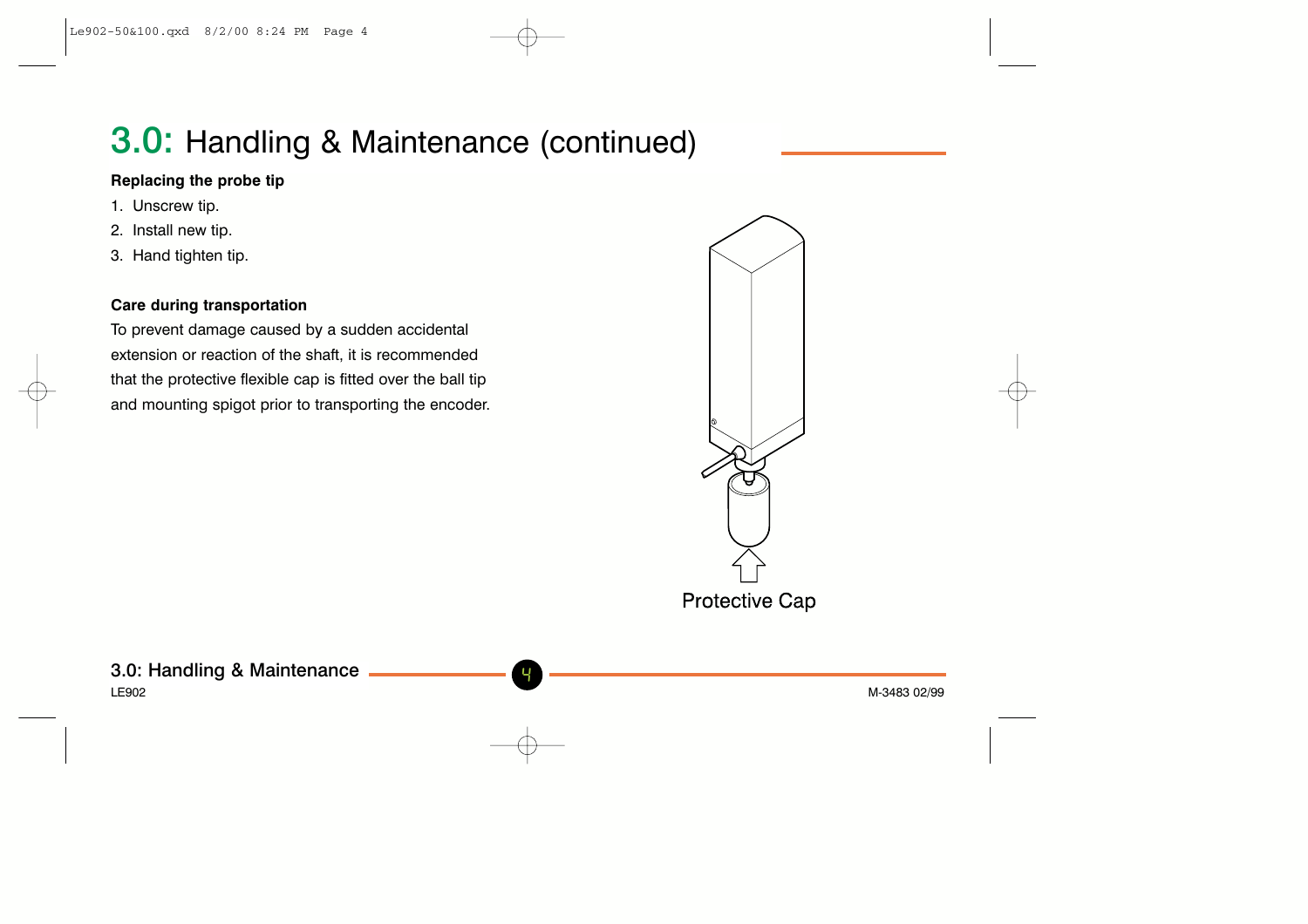# 3.0: Handling & Maintenance (continued)

**Replacing the probe tip**

1. Unscrew tip.
2. Install new tip.
3. Hand tighten tip.

**Care during transportation**

To prevent damage caused by a sudden accidental extension or reaction of the shaft, it is recommended that the protective flexible cap is fitted over the ball tip and mounting spigot prior to transporting the encoder.

Protective Cap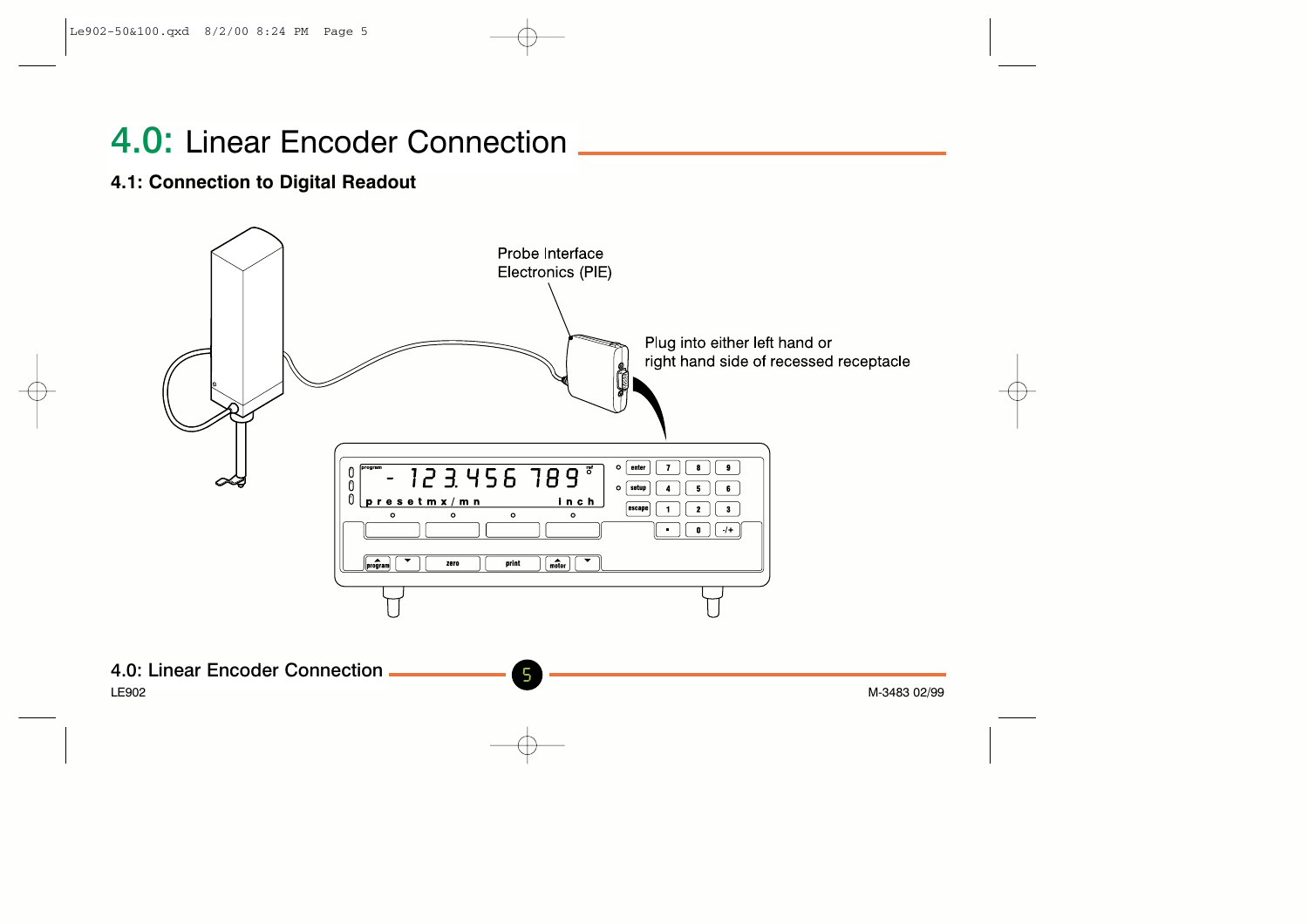# 4.0: Linear Encoder Connection

## 4.1: Connection to Digital Readout

Probe Interface Electronics (PIE)

Plug into either left hand or right hand side of recessed receptacle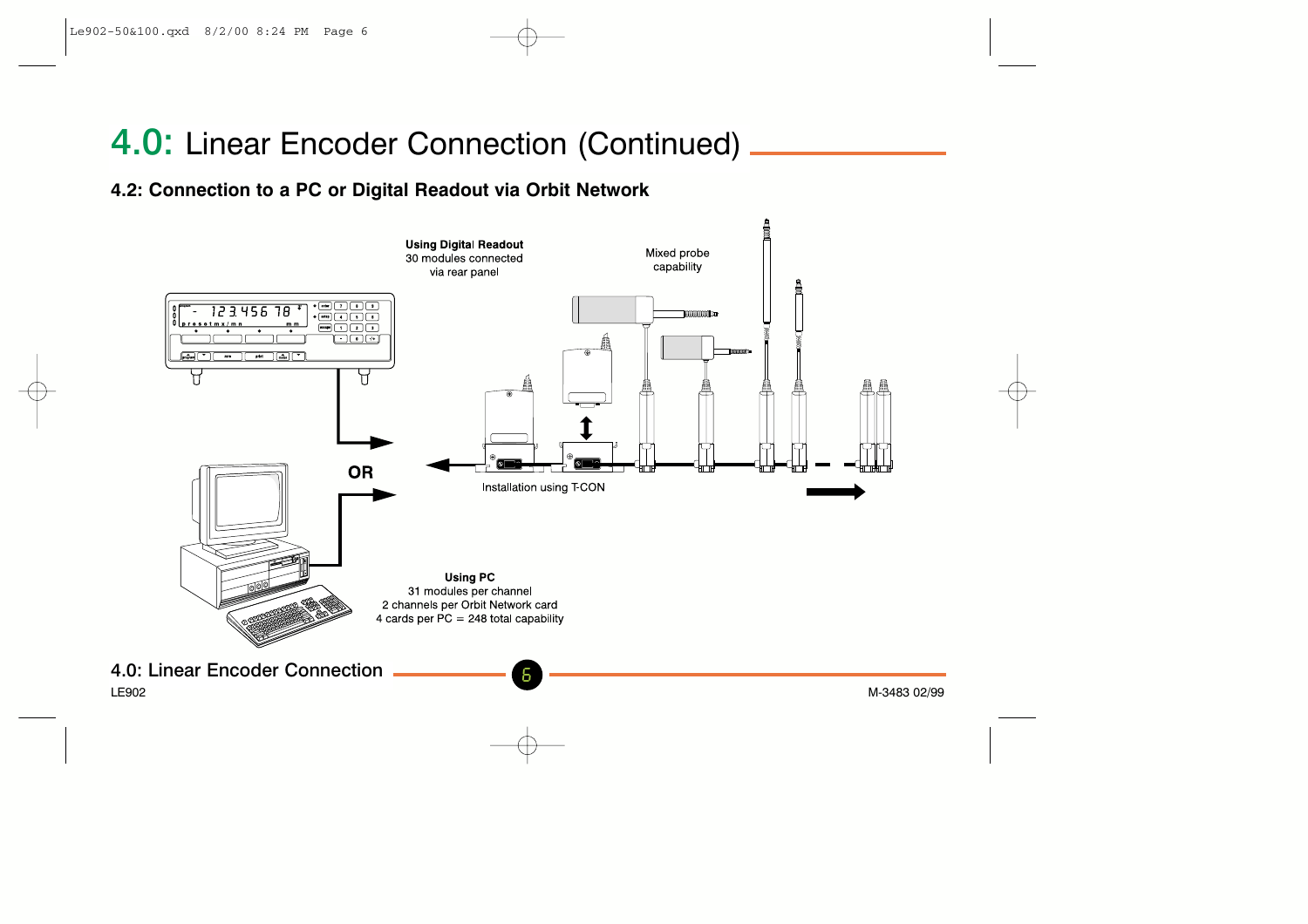# 4.0: Linear Encoder Connection (Continued)

## 4.2: Connection to a PC or Digital Readout via Orbit Network

**Using Digital Readout**
30 modules connected
via rear panel

Mixed probe
capability

OR

Installation using T-CON

**Using PC**
31 modules per channel
2 channels per Orbit Network card
4 cards per PC = 248 total capability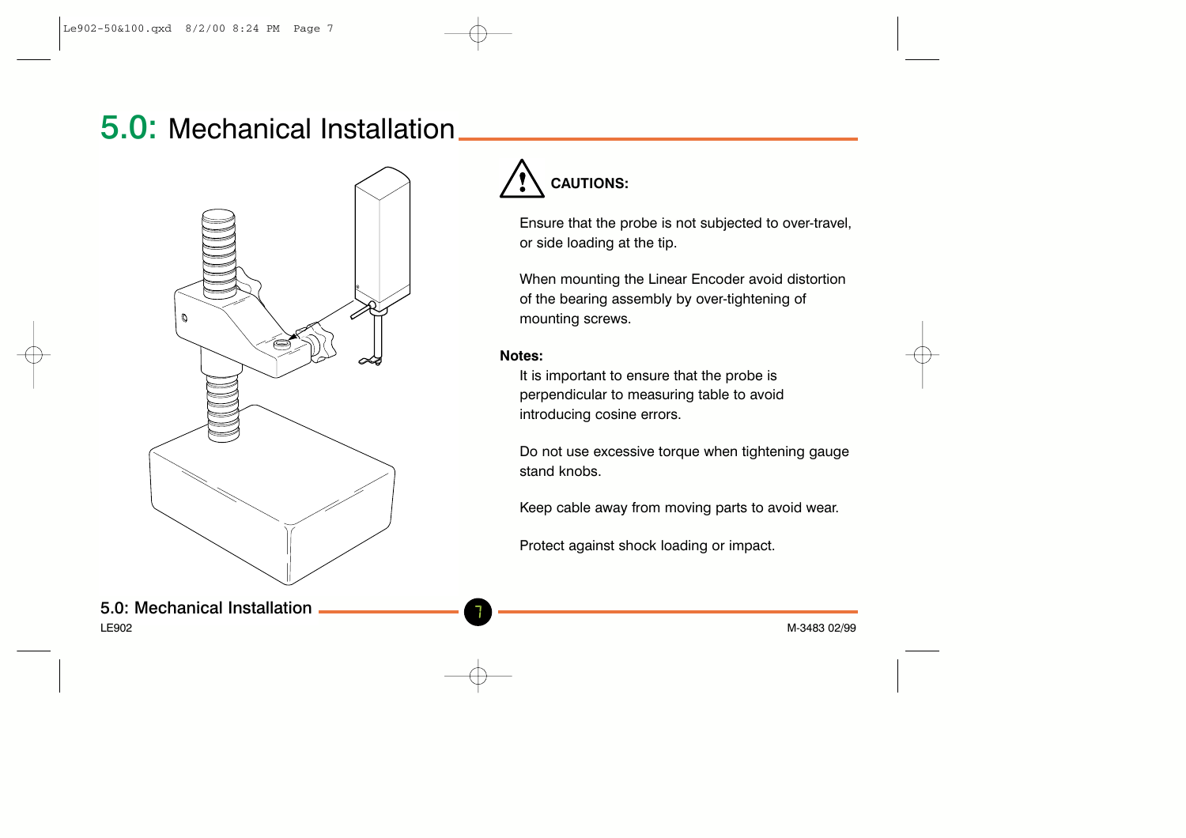# 5.0: Mechanical Installation

**CAUTIONS:**

Ensure that the probe is not subjected to over-travel, or side loading at the tip.

When mounting the Linear Encoder avoid distortion of the bearing assembly by over-tightening of mounting screws.

**Notes:**

It is important to ensure that the probe is perpendicular to measuring table to avoid introducing cosine errors.

Do not use excessive torque when tightening gauge stand knobs.

Keep cable away from moving parts to avoid wear.

Protect against shock loading or impact.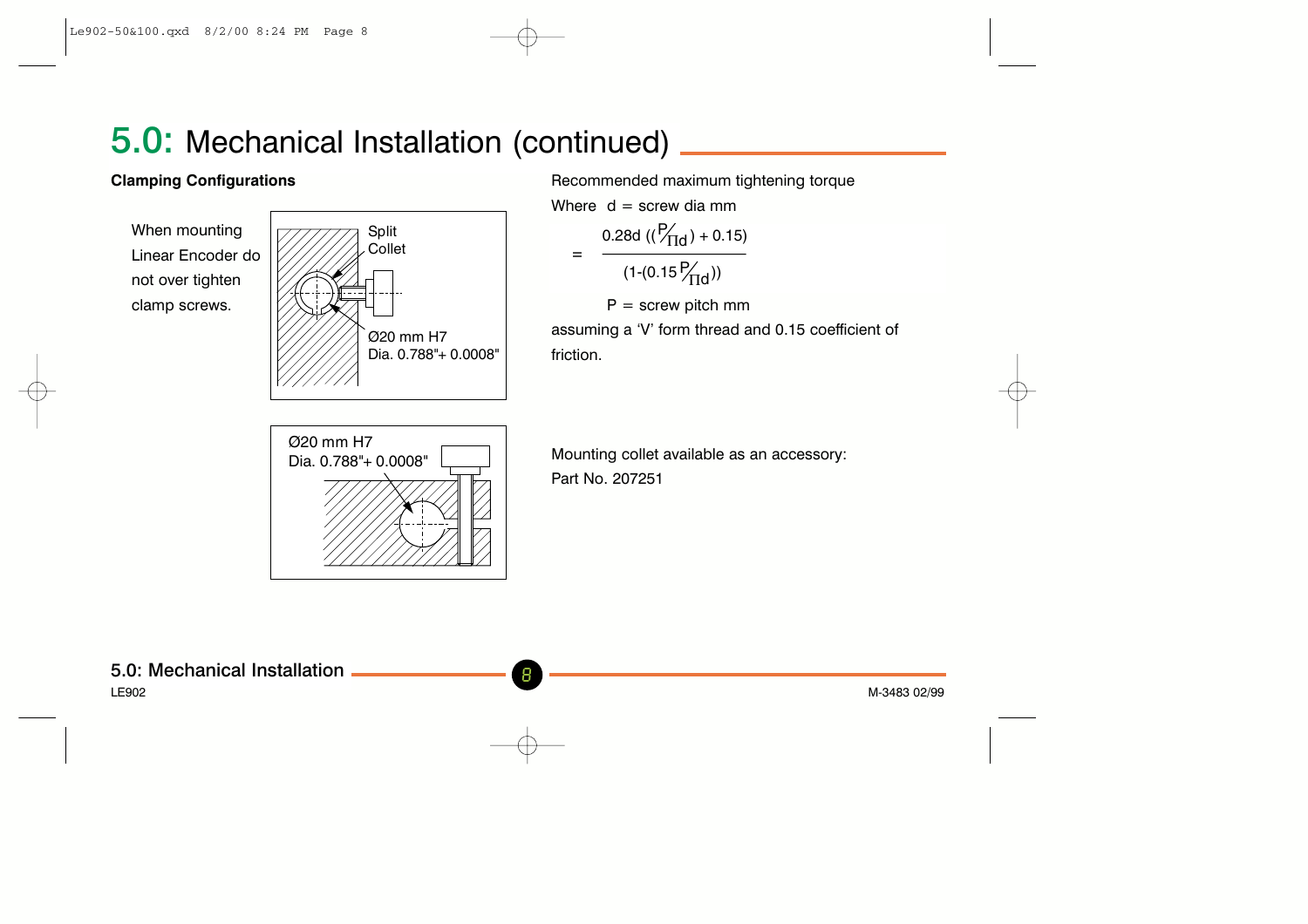# 5.0: Mechanical Installation (continued)

**Clamping Configurations**

When mounting Linear Encoder do not over tighten clamp screws.

Split Collet

Ø20 mm H7
Dia. 0.788"+ 0.0008"

Ø20 mm H7
Dia. 0.788"+ 0.0008"

Recommended maximum tightening torque

Where d = screw dia mm

$$= \frac{0.28d\,\left(\left(\frac{P}{\Pi d}\right) + 0.15\right)}{\left(1-\left(0.15\,\frac{P}{\Pi d}\right)\right)}$$

P = screw pitch mm

assuming a 'V' form thread and 0.15 coefficient of friction.

Mounting collet available as an accessory:
Part No. 207251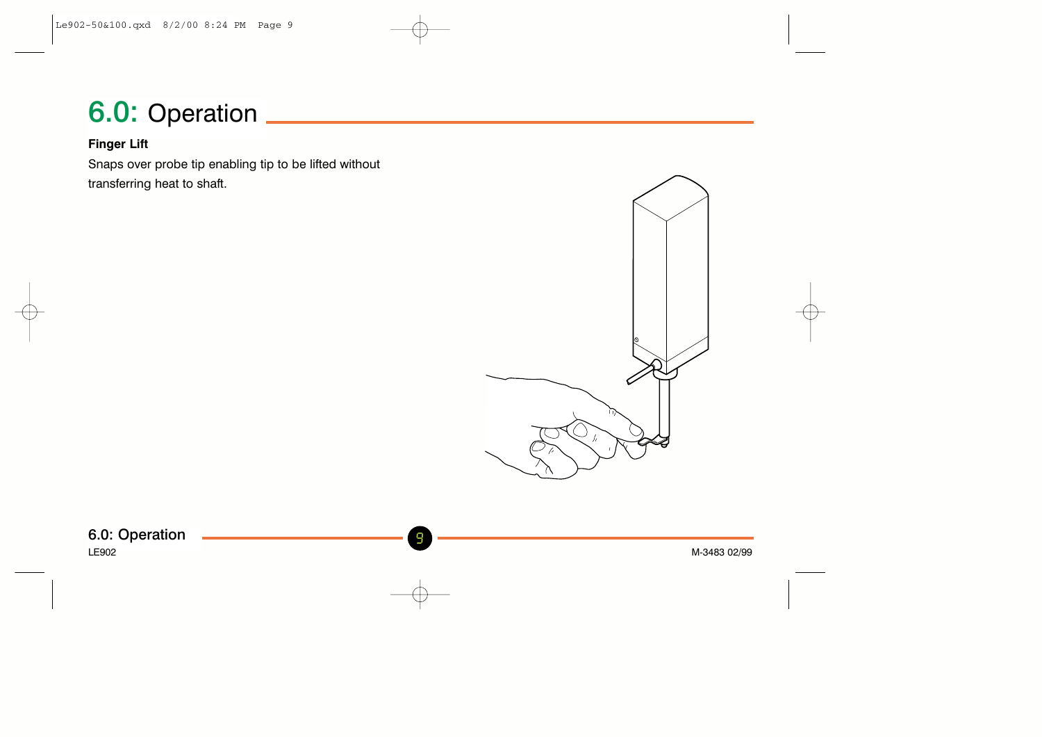# 6.0: Operation

**Finger Lift**

Snaps over probe tip enabling tip to be lifted without transferring heat to shaft.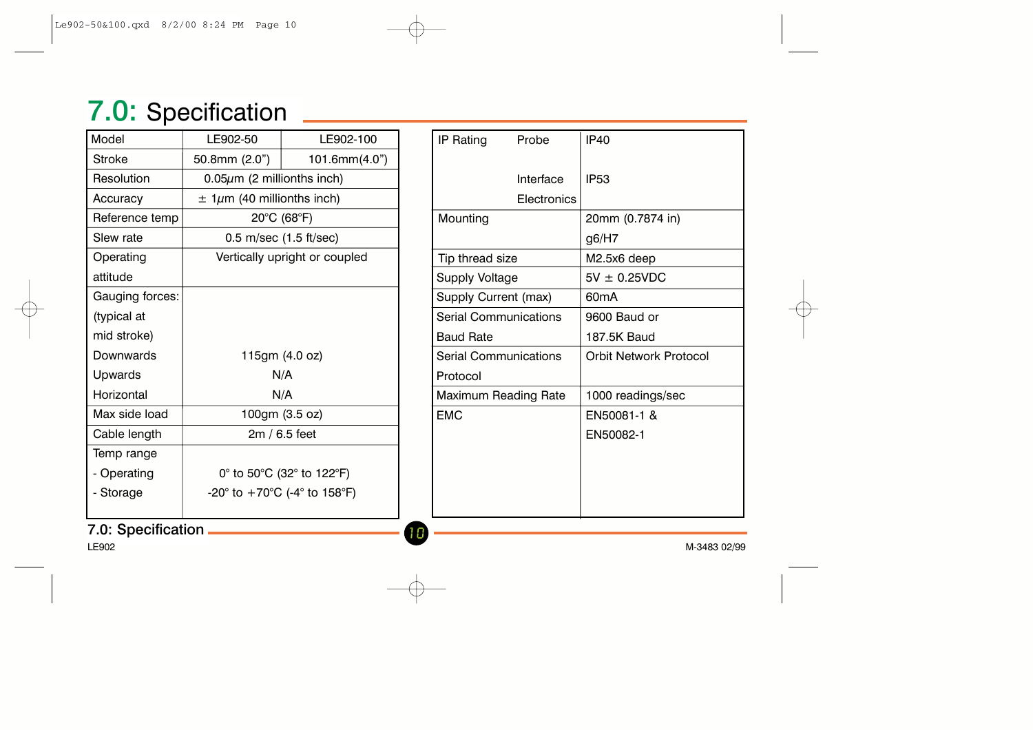# 7.0: Specification

| Model | LE902-50 | LE902-100 |
|---|---|---|
| Stroke | 50.8mm (2.0") | 101.6mm(4.0") |
| Resolution | 0.05$\mu$m (2 millionths inch) | |
| Accuracy | ± 1$\mu$m (40 millionths inch) | |
| Reference temp | 20°C (68°F) | |
| Slew rate | 0.5 m/sec (1.5 ft/sec) | |
| Operating attitude | Vertically upright or coupled | |
| Gauging forces: (typical at mid stroke) | | |
| Downwards | 115gm (4.0 oz) | |
| Upwards | N/A | |
| Horizontal | N/A | |
| Max side load | 100gm (3.5 oz) | |
| Cable length | 2m / 6.5 feet | |
| Temp range | | |
| - Operating | 0° to 50°C (32° to 122°F) | |
| - Storage | -20° to +70°C (-4° to 158°F) | |

| Parameter | | Value |
|---|---|---|
| IP Rating | Probe | IP40 |
| | Interface Electronics | IP53 |
| Mounting | | 20mm (0.7874 in) g6/H7 |
| Tip thread size | | M2.5x6 deep |
| Supply Voltage | | 5V ± 0.25VDC |
| Supply Current (max) | | 60mA |
| Serial Communications Baud Rate | | 9600 Baud or 187.5K Baud |
| Serial Communications Protocol | | Orbit Network Protocol |
| Maximum Reading Rate | | 1000 readings/sec |
| EMC | | EN50081-1 & EN50082-1 |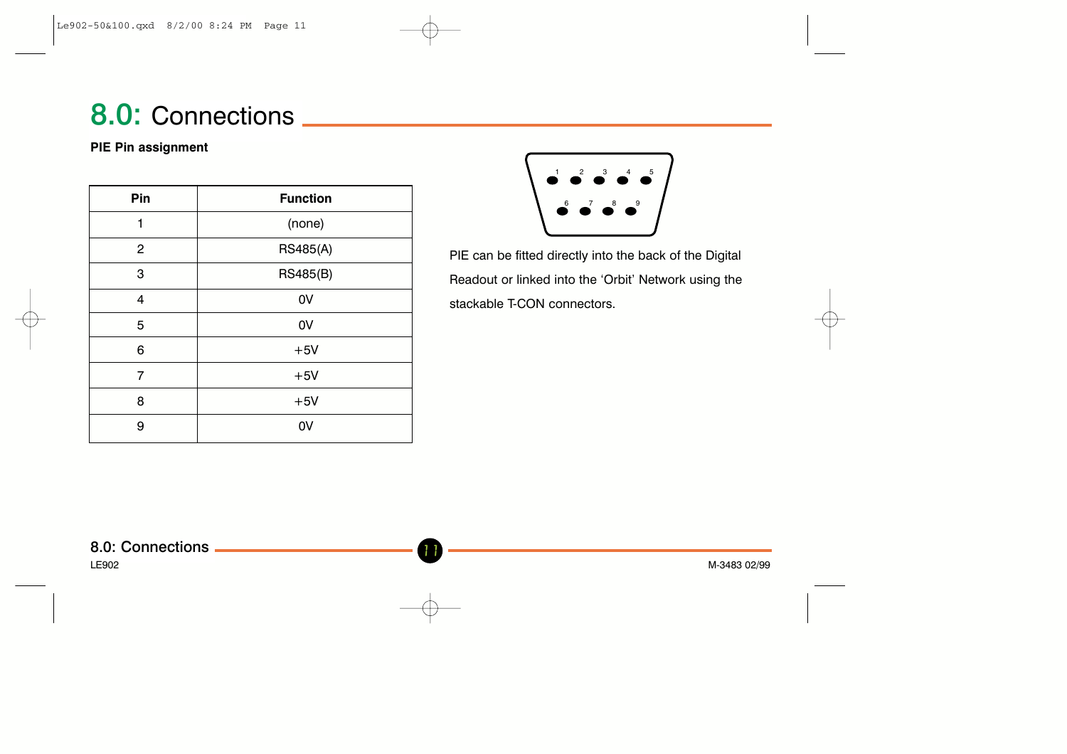# 8.0: Connections

**PIE Pin assignment**

| Pin | Function |
|---|---|
| 1 | (none) |
| 2 | RS485(A) |
| 3 | RS485(B) |
| 4 | 0V |
| 5 | 0V |
| 6 | +5V |
| 7 | +5V |
| 8 | +5V |
| 9 | 0V |

PIE can be fitted directly into the back of the Digital Readout or linked into the 'Orbit' Network using the stackable T-CON connectors.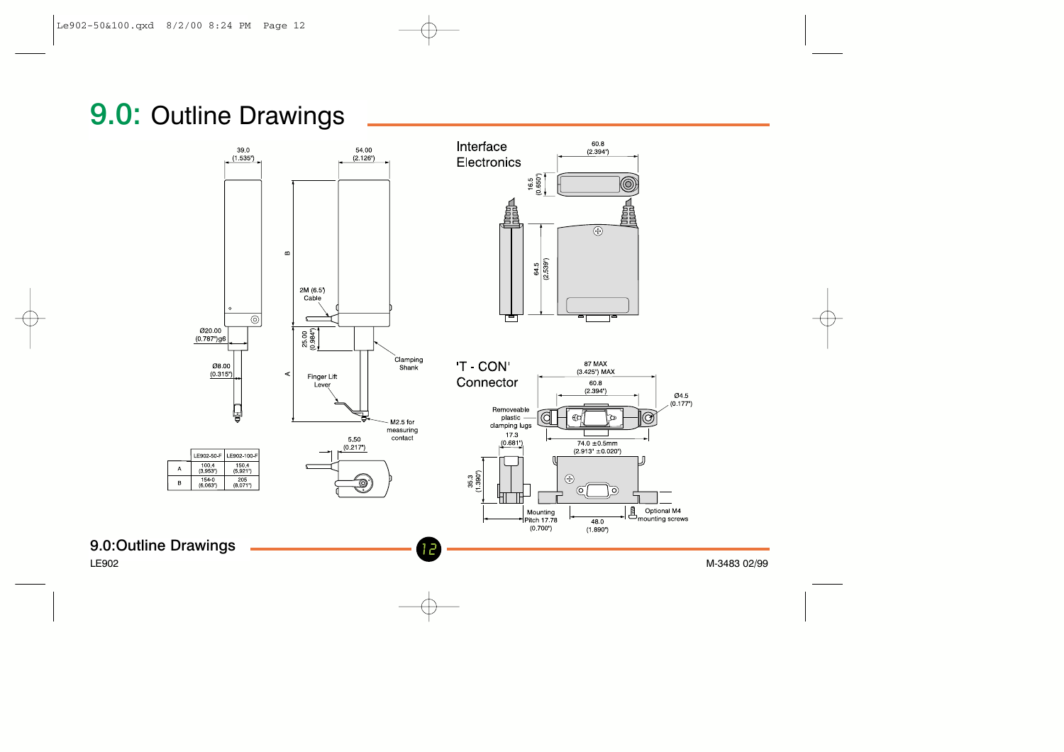# 9.0: Outline Drawings

39.0 (1.535")

54.00 (2.126")

B

2M (6.5') Cable

Ø20.00 (0.787")g6

25.00 (0.984")

Clamping Shank

Ø8.00 (0.315")

A

Finger Lift Lever

M2.5 for measuring contact

5.50 (0.217")

| | LE902-50-F | LE902-100-F |
|---|---|---|
| A | 100.4 (3.953") | 150.4 (5.921") |
| B | 154-0 (6.063") | 205 (8.071") |

Interface Electronics

60.8 (2.394")

16.5 (0.650")

64.5 (2.539")

'T - CON' Connector

87 MAX (3.425") MAX

60.8 (2.394")

Ø4.5 (0.177")

Removeable plastic clamping lugs

17.3 (0.681")

74.0 ±0.5mm (2.913" ±0.020")

35.3 (1.390")

Mounting Pitch 17.78 (0.700")

48.0 (1.890")

Optional M4 mounting screws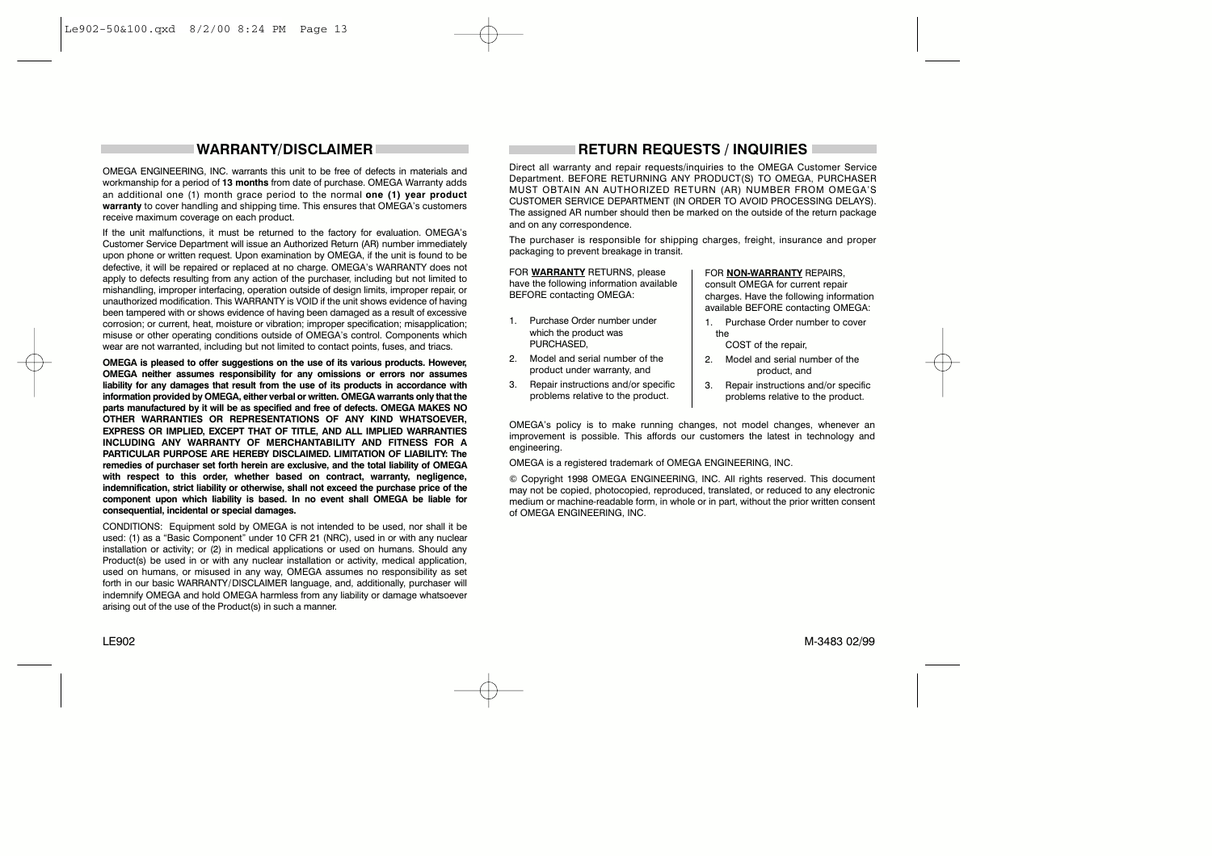## WARRANTY/DISCLAIMER

OMEGA ENGINEERING, INC. warrants this unit to be free of defects in materials and workmanship for a period of **13 months** from date of purchase. OMEGA Warranty adds an additional one (1) month grace period to the normal **one (1) year product warranty** to cover handling and shipping time. This ensures that OMEGA's customers receive maximum coverage on each product.

If the unit malfunctions, it must be returned to the factory for evaluation. OMEGA's Customer Service Department will issue an Authorized Return (AR) number immediately upon phone or written request. Upon examination by OMEGA, if the unit is found to be defective, it will be repaired or replaced at no charge. OMEGA's WARRANTY does not apply to defects resulting from any action of the purchaser, including but not limited to mishandling, improper interfacing, operation outside of design limits, improper repair, or unauthorized modification. This WARRANTY is VOID if the unit shows evidence of having been tampered with or shows evidence of having been damaged as a result of excessive corrosion; or current, heat, moisture or vibration; improper specification; misapplication; misuse or other operating conditions outside of OMEGA's control. Components which wear are not warranted, including but not limited to contact points, fuses, and triacs.

**OMEGA is pleased to offer suggestions on the use of its various products. However, OMEGA neither assumes responsibility for any omissions or errors nor assumes liability for any damages that result from the use of its products in accordance with information provided by OMEGA, either verbal or written. OMEGA warrants only that the parts manufactured by it will be as specified and free of defects. OMEGA MAKES NO OTHER WARRANTIES OR REPRESENTATIONS OF ANY KIND WHATSOEVER, EXPRESS OR IMPLIED, EXCEPT THAT OF TITLE, AND ALL IMPLIED WARRANTIES INCLUDING ANY WARRANTY OF MERCHANTABILITY AND FITNESS FOR A PARTICULAR PURPOSE ARE HEREBY DISCLAIMED. LIMITATION OF LIABILITY: The remedies of purchaser set forth herein are exclusive, and the total liability of OMEGA with respect to this order, whether based on contract, warranty, negligence, indemnification, strict liability or otherwise, shall not exceed the purchase price of the component upon which liability is based. In no event shall OMEGA be liable for consequential, incidental or special damages.**

CONDITIONS: Equipment sold by OMEGA is not intended to be used, nor shall it be used: (1) as a "Basic Component" under 10 CFR 21 (NRC), used in or with any nuclear installation or activity; or (2) in medical applications or used on humans. Should any Product(s) be used in or with any nuclear installation or activity, medical application, used on humans, or misused in any way, OMEGA assumes no responsibility as set forth in our basic WARRANTY/DISCLAIMER language, and, additionally, purchaser will indemnify OMEGA and hold OMEGA harmless from any liability or damage whatsoever arising out of the use of the Product(s) in such a manner.

## RETURN REQUESTS / INQUIRIES

Direct all warranty and repair requests/inquiries to the OMEGA Customer Service Department. BEFORE RETURNING ANY PRODUCT(S) TO OMEGA, PURCHASER MUST OBTAIN AN AUTHORIZED RETURN (AR) NUMBER FROM OMEGA'S CUSTOMER SERVICE DEPARTMENT (IN ORDER TO AVOID PROCESSING DELAYS). The assigned AR number should then be marked on the outside of the return package and on any correspondence.

The purchaser is responsible for shipping charges, freight, insurance and proper packaging to prevent breakage in transit.

FOR **WARRANTY** RETURNS, please have the following information available BEFORE contacting OMEGA:

1. Purchase Order number under which the product was PURCHASED,
2. Model and serial number of the product under warranty, and
3. Repair instructions and/or specific problems relative to the product.

FOR **NON-WARRANTY** REPAIRS, consult OMEGA for current repair charges. Have the following information available BEFORE contacting OMEGA:

1. Purchase Order number to cover the COST of the repair,
2. Model and serial number of the product, and
3. Repair instructions and/or specific problems relative to the product.

OMEGA's policy is to make running changes, not model changes, whenever an improvement is possible. This affords our customers the latest in technology and engineering.

OMEGA is a registered trademark of OMEGA ENGINEERING, INC.

© Copyright 1998 OMEGA ENGINEERING, INC. All rights reserved. This document may not be copied, photocopied, reproduced, translated, or reduced to any electronic medium or machine-readable form, in whole or in part, without the prior written consent of OMEGA ENGINEERING, INC.

LE902 M-3483 02/99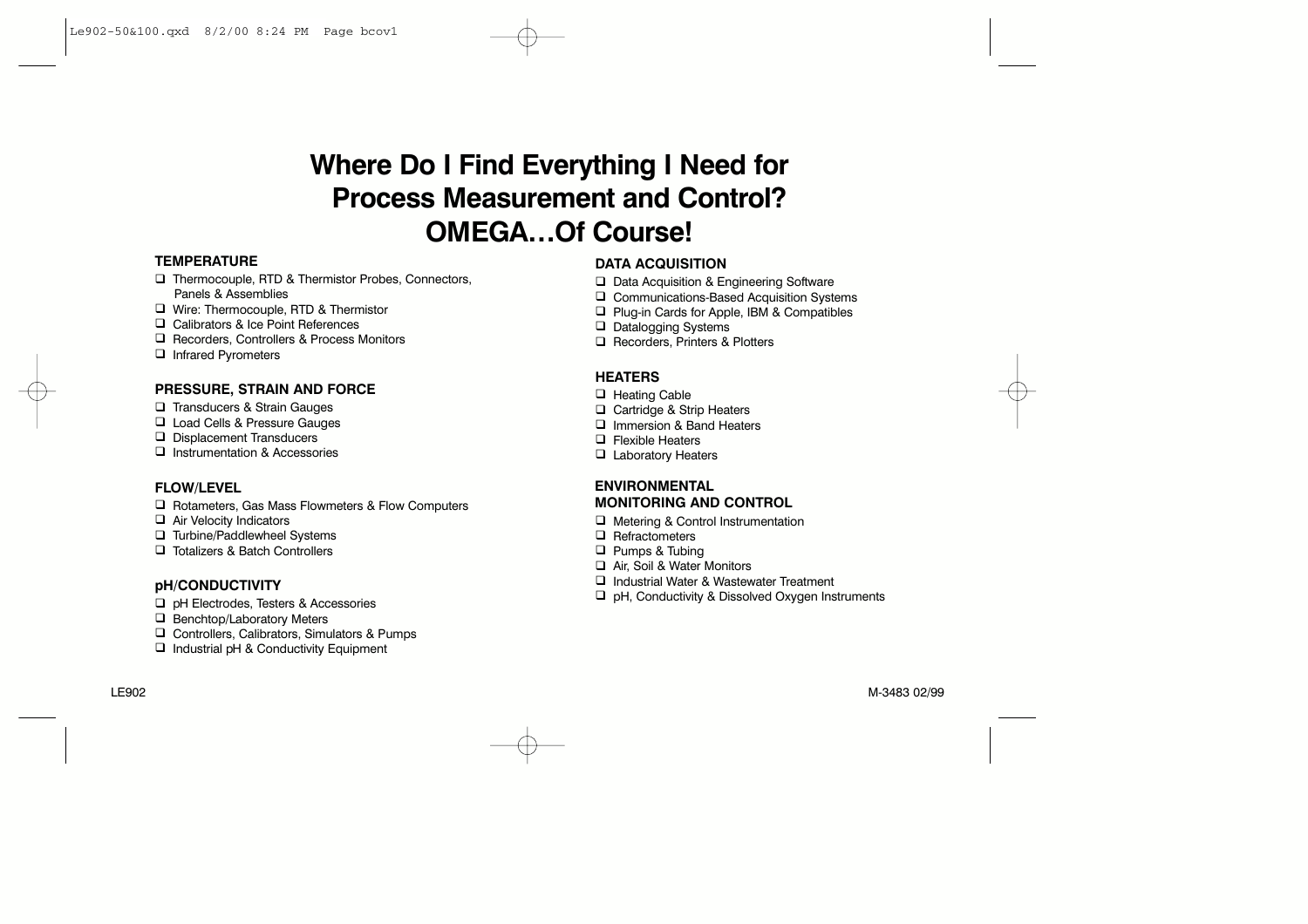# Where Do I Find Everything I Need for Process Measurement and Control? OMEGA…Of Course!

### TEMPERATURE

- Thermocouple, RTD & Thermistor Probes, Connectors, Panels & Assemblies
- Wire: Thermocouple, RTD & Thermistor
- Calibrators & Ice Point References
- Recorders, Controllers & Process Monitors
- Infrared Pyrometers

### PRESSURE, STRAIN AND FORCE

- Transducers & Strain Gauges
- Load Cells & Pressure Gauges
- Displacement Transducers
- Instrumentation & Accessories

### FLOW/LEVEL

- Rotameters, Gas Mass Flowmeters & Flow Computers
- Air Velocity Indicators
- Turbine/Paddlewheel Systems
- Totalizers & Batch Controllers

### pH/CONDUCTIVITY

- pH Electrodes, Testers & Accessories
- Benchtop/Laboratory Meters
- Controllers, Calibrators, Simulators & Pumps
- Industrial pH & Conductivity Equipment

### DATA ACQUISITION

- Data Acquisition & Engineering Software
- Communications-Based Acquisition Systems
- Plug-in Cards for Apple, IBM & Compatibles
- Datalogging Systems
- Recorders, Printers & Plotters

### HEATERS

- Heating Cable
- Cartridge & Strip Heaters
- Immersion & Band Heaters
- Flexible Heaters
- Laboratory Heaters

### ENVIRONMENTAL MONITORING AND CONTROL

- Metering & Control Instrumentation
- Refractometers
- Pumps & Tubing
- Air, Soil & Water Monitors
- Industrial Water & Wastewater Treatment
- pH, Conductivity & Dissolved Oxygen Instruments

LE902

M-3483 02/99